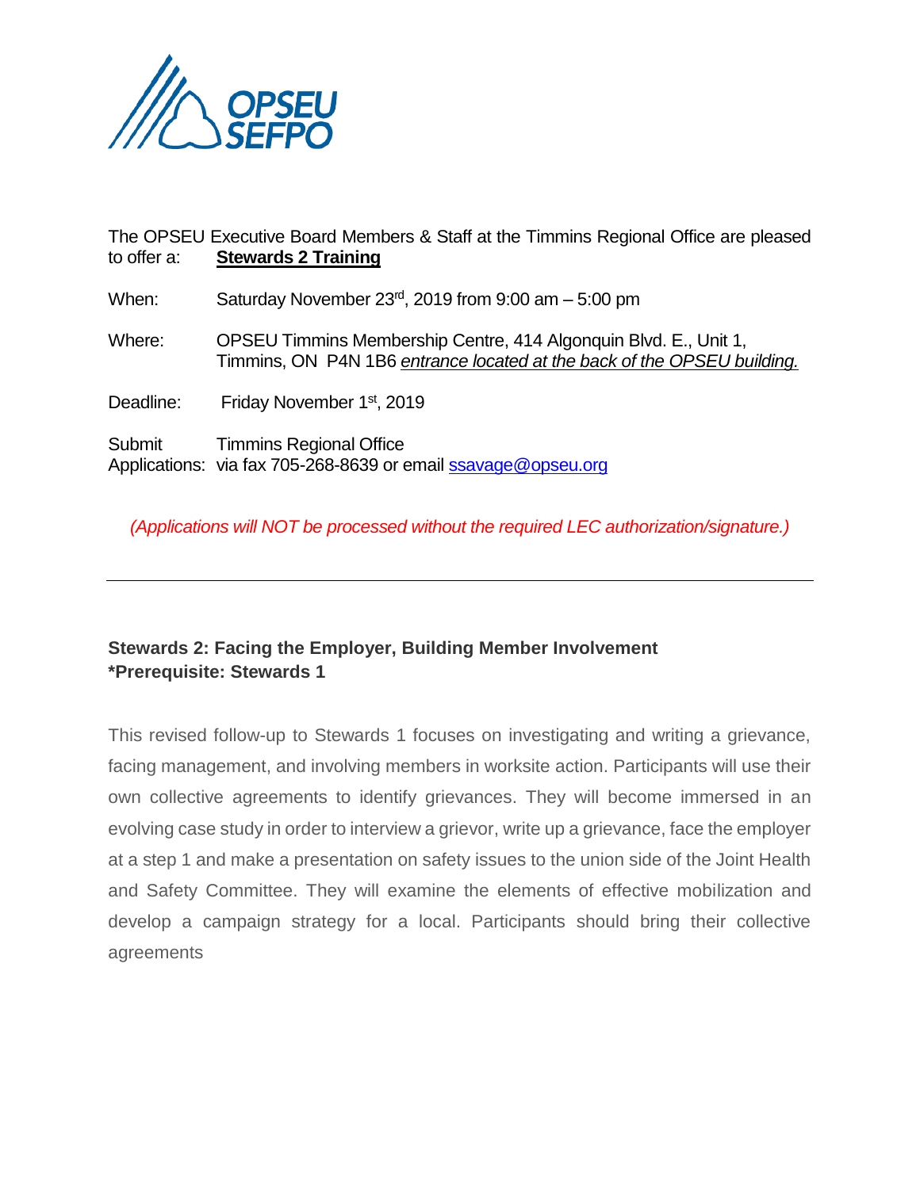OPSEU SEFPO

The OPSEU Executive Board Members & Staff at the Timmins Regional Office are pleased to offer a: **Stewards 2 Training**

When: Saturday November 23rd, 2019 from 9:00 am – 5:00 pm

Where: OPSEU Timmins Membership Centre, 414 Algonquin Blvd. E., Unit 1, Timmins, ON P4N 1B6 *entrance located at the back of the OPSEU building.*

Deadline: Friday November 1st, 2019

Submit Applications: Timmins Regional Office via fax 705-268-8639 or email ssavage@opseu.org

*(Applications will NOT be processed without the required LEC authorization/signature.)*

---

**Stewards 2: Facing the Employer, Building Member Involvement**
**\*Prerequisite: Stewards 1**

This revised follow-up to Stewards 1 focuses on investigating and writing a grievance, facing management, and involving members in worksite action. Participants will use their own collective agreements to identify grievances. They will become immersed in an evolving case study in order to interview a grievor, write up a grievance, face the employer at a step 1 and make a presentation on safety issues to the union side of the Joint Health and Safety Committee. They will examine the elements of effective mobilization and develop a campaign strategy for a local. Participants should bring their collective agreements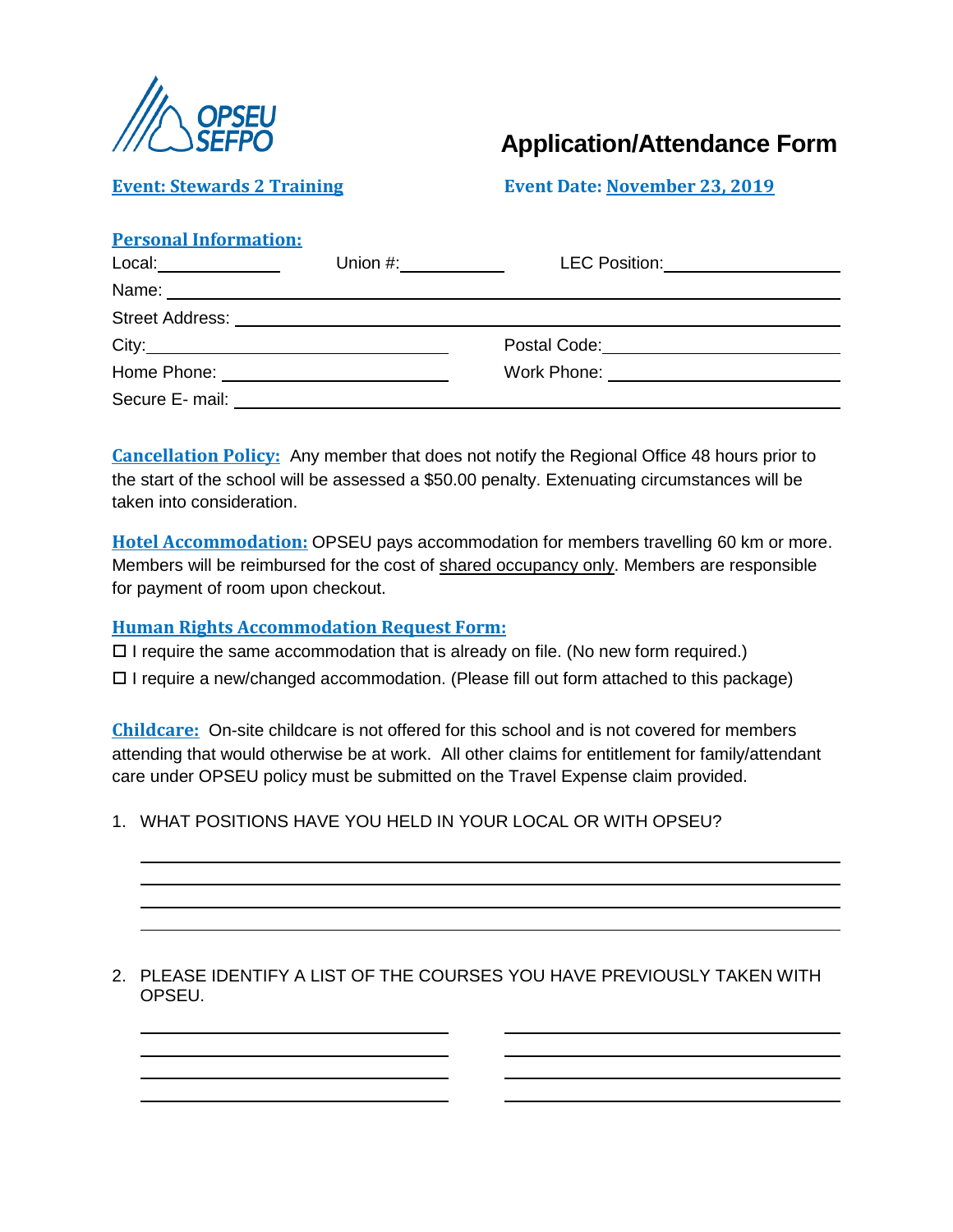OPSEU SEFPO

# Application/Attendance Form

**Event: Stewards 2 Training**

**Event Date: November 23, 2019**

**Personal Information:**

Local: ____________ Union #: ____________ LEC Position: ____________________

Name: ______________________________________________________________

Street Address: ______________________________________________________

City: ______________________________ Postal Code: ______________________

Home Phone: _______________________ Work Phone: ______________________

Secure E- mail: _______________________________________________________

**Cancellation Policy:** Any member that does not notify the Regional Office 48 hours prior to the start of the school will be assessed a $50.00 penalty. Extenuating circumstances will be taken into consideration.

**Hotel Accommodation:** OPSEU pays accommodation for members travelling 60 km or more. Members will be reimbursed for the cost of shared occupancy only. Members are responsible for payment of room upon checkout.

**Human Rights Accommodation Request Form:**

☐ I require the same accommodation that is already on file. (No new form required.)

☐ I require a new/changed accommodation. (Please fill out form attached to this package)

**Childcare:** On-site childcare is not offered for this school and is not covered for members attending that would otherwise be at work. All other claims for entitlement for family/attendant care under OPSEU policy must be submitted on the Travel Expense claim provided.

1. WHAT POSITIONS HAVE YOU HELD IN YOUR LOCAL OR WITH OPSEU?

______________________________________________________________

______________________________________________________________

______________________________________________________________

______________________________________________________________

2. PLEASE IDENTIFY A LIST OF THE COURSES YOU HAVE PREVIOUSLY TAKEN WITH OPSEU.

______________________________ ______________________________

______________________________ ______________________________

______________________________ ______________________________

______________________________ ______________________________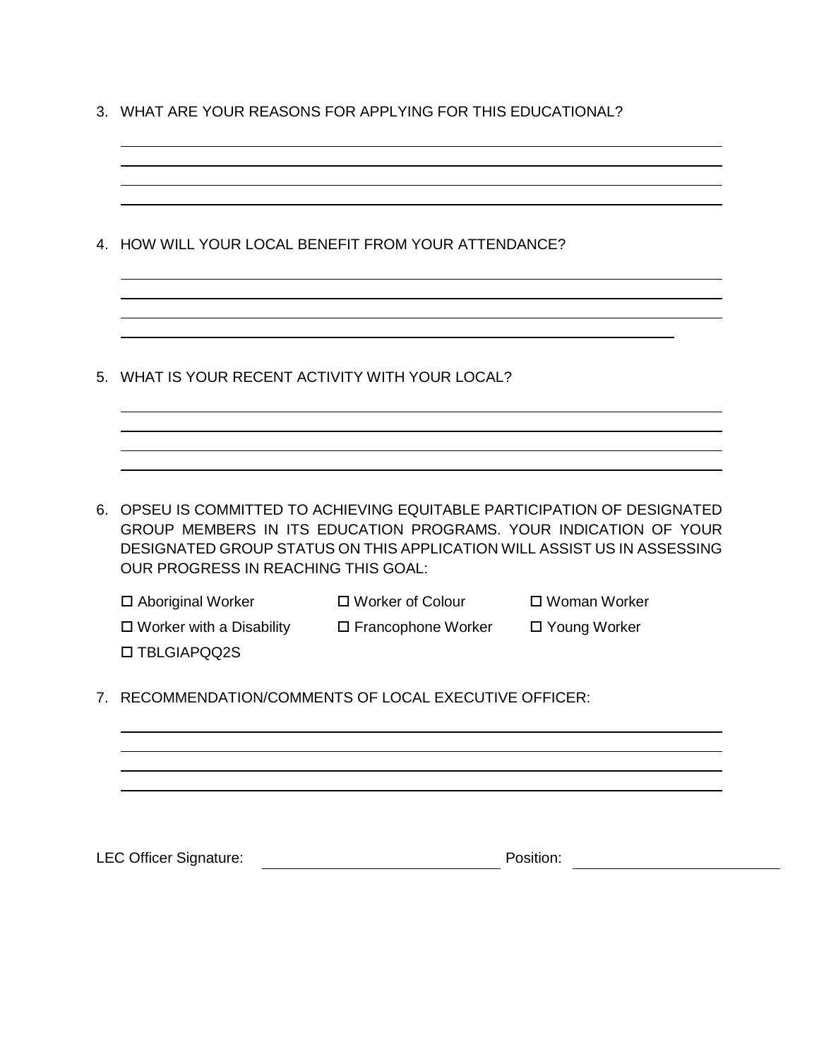3. WHAT ARE YOUR REASONS FOR APPLYING FOR THIS EDUCATIONAL?

_______________________________________________________________________________

_______________________________________________________________________________

_______________________________________________________________________________

_______________________________________________________________________________

4. HOW WILL YOUR LOCAL BENEFIT FROM YOUR ATTENDANCE?

_______________________________________________________________________________

_______________________________________________________________________________

_______________________________________________________________________________

_________________________________________________________________________

5. WHAT IS YOUR RECENT ACTIVITY WITH YOUR LOCAL?

_______________________________________________________________________________

_______________________________________________________________________________

_______________________________________________________________________________

_______________________________________________________________________________

6. OPSEU IS COMMITTED TO ACHIEVING EQUITABLE PARTICIPATION OF DESIGNATED GROUP MEMBERS IN ITS EDUCATION PROGRAMS. YOUR INDICATION OF YOUR DESIGNATED GROUP STATUS ON THIS APPLICATION WILL ASSIST US IN ASSESSING OUR PROGRESS IN REACHING THIS GOAL:

   ☐ Aboriginal Worker ☐ Worker of Colour ☐ Woman Worker

   ☐ Worker with a Disability ☐ Francophone Worker ☐ Young Worker

   ☐ TBLGIAPQQ2S

7. RECOMMENDATION/COMMENTS OF LOCAL EXECUTIVE OFFICER:

_______________________________________________________________________________

_______________________________________________________________________________

_______________________________________________________________________________

_______________________________________________________________________________

LEC Officer Signature: ______________________________ Position: ________________________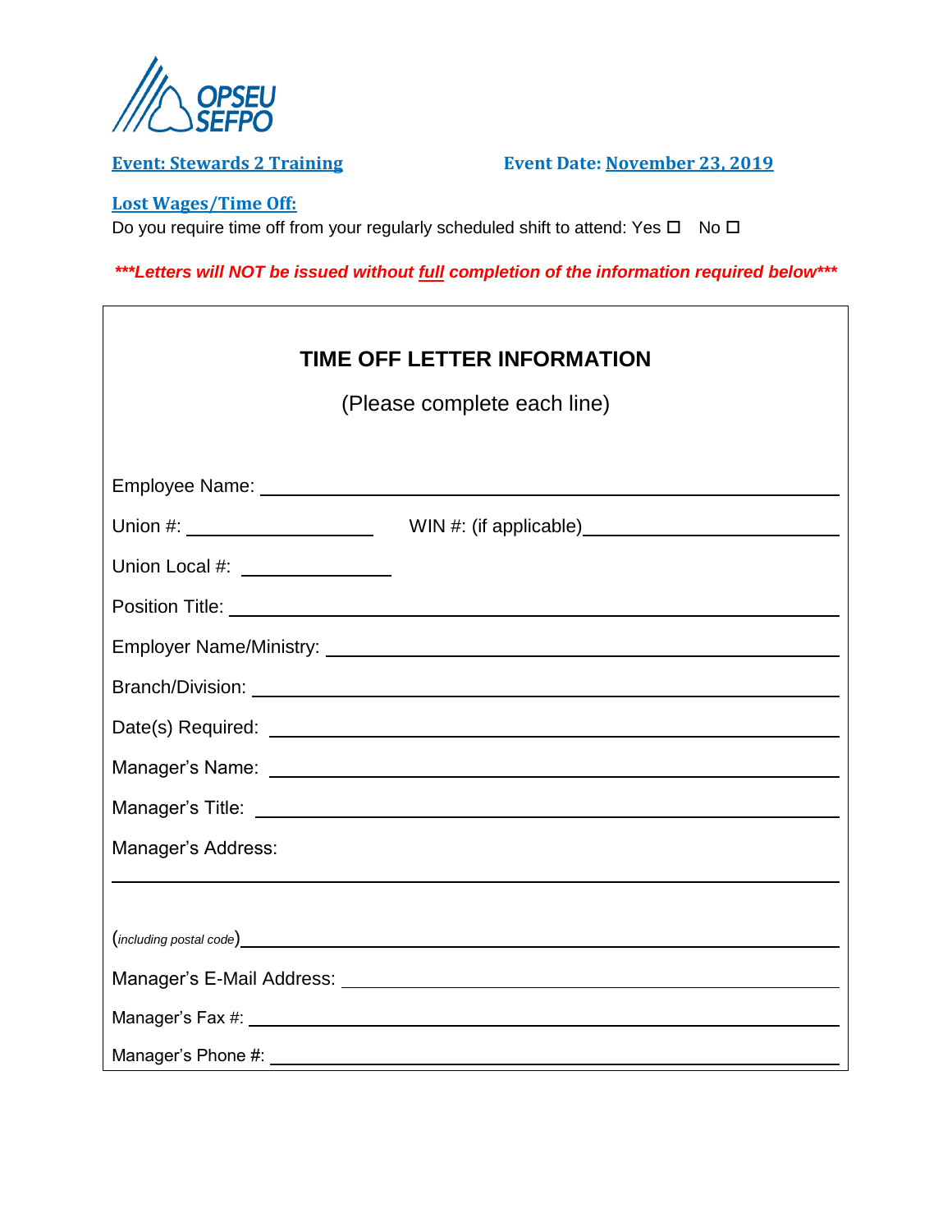**Event: Stewards 2 Training** **Event Date: November 23, 2019**

**Lost Wages/Time Off:**

Do you require time off from your regularly scheduled shift to attend: Yes ☐ No ☐

***\*\*\*Letters will NOT be issued without full completion of the information required below\*\*\****

## TIME OFF LETTER INFORMATION

(Please complete each line)

Employee Name: \_\_\_\_\_\_\_\_\_\_\_\_\_\_\_\_\_\_\_\_\_\_\_\_\_\_\_\_\_\_

Union #: \_\_\_\_\_\_\_\_\_\_\_\_\_\_\_ WIN #: (if applicable)\_\_\_\_\_\_\_\_\_\_\_\_\_\_\_

Union Local #: \_\_\_\_\_\_\_\_\_\_

Position Title: \_\_\_\_\_\_\_\_\_\_\_\_\_\_\_\_\_\_\_\_\_\_\_\_\_\_\_\_\_\_

Employer Name/Ministry: \_\_\_\_\_\_\_\_\_\_\_\_\_\_\_\_\_\_\_\_\_\_\_\_\_\_\_\_\_\_

Branch/Division: \_\_\_\_\_\_\_\_\_\_\_\_\_\_\_\_\_\_\_\_\_\_\_\_\_\_\_\_\_\_

Date(s) Required: \_\_\_\_\_\_\_\_\_\_\_\_\_\_\_\_\_\_\_\_\_\_\_\_\_\_\_\_\_\_

Manager's Name: \_\_\_\_\_\_\_\_\_\_\_\_\_\_\_\_\_\_\_\_\_\_\_\_\_\_\_\_\_\_

Manager's Title: \_\_\_\_\_\_\_\_\_\_\_\_\_\_\_\_\_\_\_\_\_\_\_\_\_\_\_\_\_\_

Manager's Address:

\_\_\_\_\_\_\_\_\_\_\_\_\_\_\_\_\_\_\_\_\_\_\_\_\_\_\_\_\_\_\_\_\_\_\_\_\_\_\_\_

(*including postal code*)\_\_\_\_\_\_\_\_\_\_\_\_\_\_\_\_\_\_\_\_\_\_\_\_\_\_\_\_\_\_

Manager's E-Mail Address: \_\_\_\_\_\_\_\_\_\_\_\_\_\_\_\_\_\_\_\_\_\_\_\_\_\_\_\_\_\_

Manager's Fax #: \_\_\_\_\_\_\_\_\_\_\_\_\_\_\_\_\_\_\_\_\_\_\_\_\_\_\_\_\_\_

Manager's Phone #: \_\_\_\_\_\_\_\_\_\_\_\_\_\_\_\_\_\_\_\_\_\_\_\_\_\_\_\_\_\_